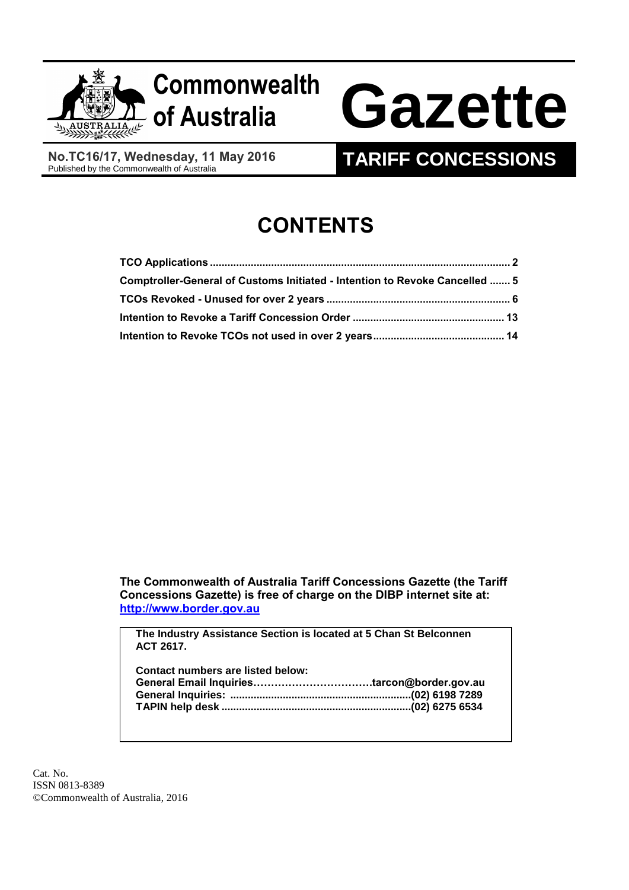# Commonwealth of Australia Gazette

**No.TC16/17, Wednesday, 11 May 2016**
Published by the Commonwealth of Australia

## TARIFF CONCESSIONS

# CONTENTS

| | |
|---|---|
| **TCO Applications** | **2** |
| **Comptroller-General of Customs Initiated - Intention to Revoke Cancelled** | **5** |
| **TCOs Revoked - Unused for over 2 years** | **6** |
| **Intention to Revoke a Tariff Concession Order** | **13** |
| **Intention to Revoke TCOs not used in over 2 years** | **14** |

**The Commonwealth of Australia Tariff Concessions Gazette (the Tariff Concessions Gazette) is free of charge on the DIBP internet site at: http://www.border.gov.au**

**The Industry Assistance Section is located at 5 Chan St Belconnen ACT 2617.**

**Contact numbers are listed below:**
**General Email Inquiries……………………………tarcon@border.gov.au**
**General Inquiries: .............................................................(02) 6198 7289**
**TAPIN help desk ................................................................(02) 6275 6534**

Cat. No.
ISSN 0813-8389
©Commonwealth of Australia, 2016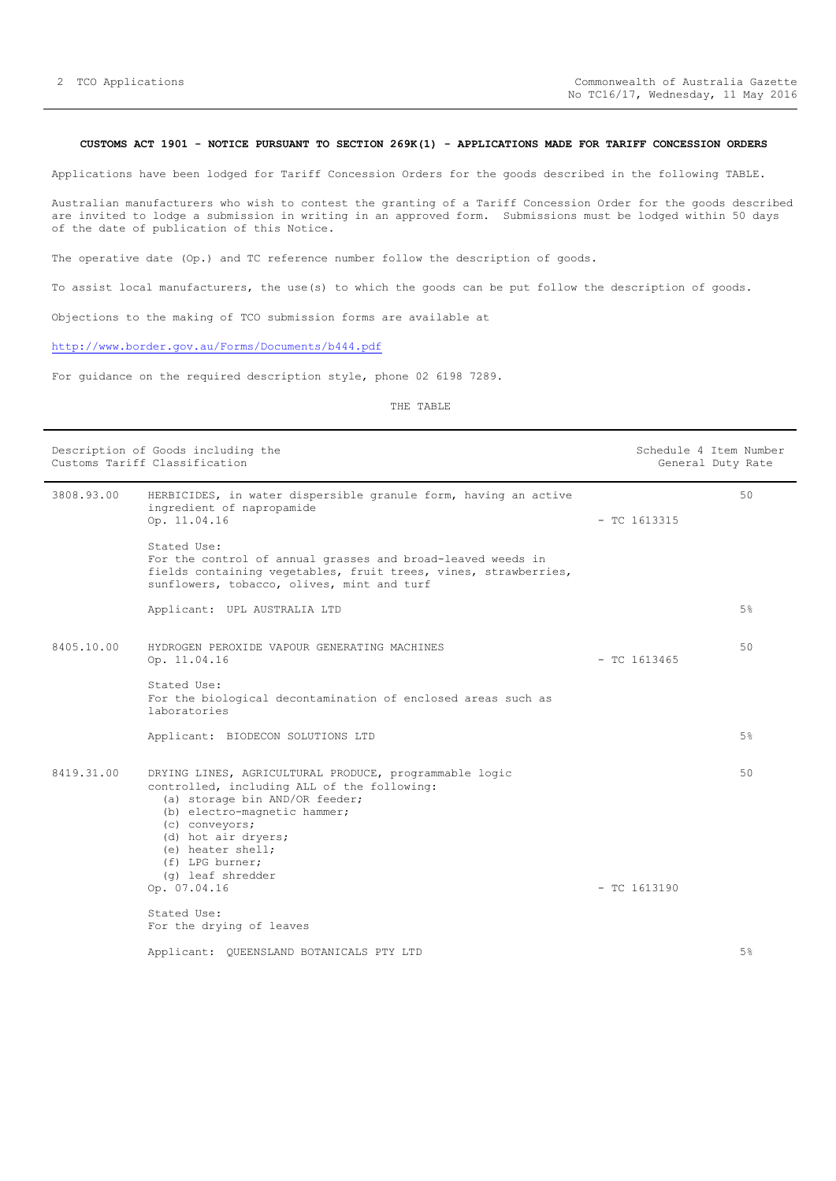**CUSTOMS ACT 1901 - NOTICE PURSUANT TO SECTION 269K(1) - APPLICATIONS MADE FOR TARIFF CONCESSION ORDERS**

Applications have been lodged for Tariff Concession Orders for the goods described in the following TABLE.

Australian manufacturers who wish to contest the granting of a Tariff Concession Order for the goods described are invited to lodge a submission in writing in an approved form. Submissions must be lodged within 50 days of the date of publication of this Notice.

The operative date (Op.) and TC reference number follow the description of goods.

To assist local manufacturers, the use(s) to which the goods can be put follow the description of goods.

Objections to the making of TCO submission forms are available at

http://www.border.gov.au/Forms/Documents/b444.pdf

For guidance on the required description style, phone 02 6198 7289.

THE TABLE

| Description of Goods including the Customs Tariff Classification | | | Schedule 4 Item Number General Duty Rate |
|---|---|---|---|
| 3808.93.00 | HERBICIDES, in water dispersible granule form, having an active ingredient of napropamide<br>Op. 11.04.16<br><br>Stated Use:<br>For the control of annual grasses and broad-leaved weeds in fields containing vegetables, fruit trees, vines, strawberries, sunflowers, tobacco, olives, mint and turf<br><br>Applicant: UPL AUSTRALIA LTD | - TC 1613315 | 50<br><br>5% |
| 8405.10.00 | HYDROGEN PEROXIDE VAPOUR GENERATING MACHINES<br>Op. 11.04.16<br><br>Stated Use:<br>For the biological decontamination of enclosed areas such as laboratories<br><br>Applicant: BIODECON SOLUTIONS LTD | - TC 1613465 | 50<br><br>5% |
| 8419.31.00 | DRYING LINES, AGRICULTURAL PRODUCE, programmable logic controlled, including ALL of the following:<br>(a) storage bin AND/OR feeder;<br>(b) electro-magnetic hammer;<br>(c) conveyors;<br>(d) hot air dryers;<br>(e) heater shell;<br>(f) LPG burner;<br>(g) leaf shredder<br>Op. 07.04.16<br><br>Stated Use:<br>For the drying of leaves<br><br>Applicant: QUEENSLAND BOTANICALS PTY LTD | - TC 1613190 | 50<br><br>5% |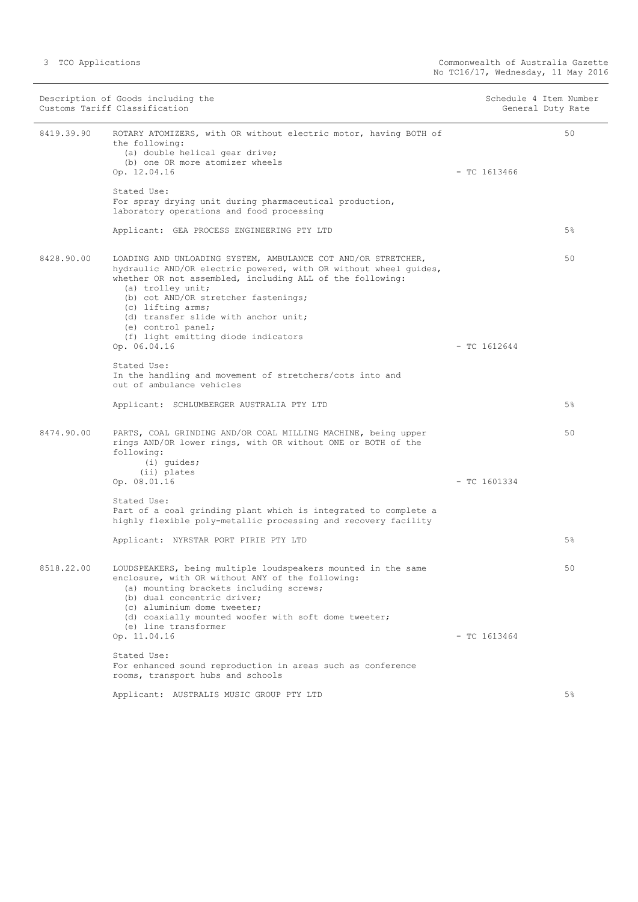| Description of Goods including the Customs Tariff Classification | | Schedule 4 Item Number | General Duty Rate |
|---|---|---|---|
| 8419.39.90 | ROTARY ATOMIZERS, with OR without electric motor, having BOTH of the following:<br>(a) double helical gear drive;<br>(b) one OR more atomizer wheels<br>Op. 12.04.16<br><br>Stated Use:<br>For spray drying unit during pharmaceutical production, laboratory operations and food processing<br><br>Applicant: GEA PROCESS ENGINEERING PTY LTD | - TC 1613466 | 50<br><br>5% |
| 8428.90.00 | LOADING AND UNLOADING SYSTEM, AMBULANCE COT AND/OR STRETCHER, hydraulic AND/OR electric powered, with OR without wheel guides, whether OR not assembled, including ALL of the following:<br>(a) trolley unit;<br>(b) cot AND/OR stretcher fastenings;<br>(c) lifting arms;<br>(d) transfer slide with anchor unit;<br>(e) control panel;<br>(f) light emitting diode indicators<br>Op. 06.04.16<br><br>Stated Use:<br>In the handling and movement of stretchers/cots into and out of ambulance vehicles<br><br>Applicant: SCHLUMBERGER AUSTRALIA PTY LTD | - TC 1612644 | 50<br><br>5% |
| 8474.90.00 | PARTS, COAL GRINDING AND/OR COAL MILLING MACHINE, being upper rings AND/OR lower rings, with OR without ONE or BOTH of the following:<br>(i) guides;<br>(ii) plates<br>Op. 08.01.16<br><br>Stated Use:<br>Part of a coal grinding plant which is integrated to complete a highly flexible poly-metallic processing and recovery facility<br><br>Applicant: NYRSTAR PORT PIRIE PTY LTD | - TC 1601334 | 50<br><br>5% |
| 8518.22.00 | LOUDSPEAKERS, being multiple loudspeakers mounted in the same enclosure, with OR without ANY of the following:<br>(a) mounting brackets including screws;<br>(b) dual concentric driver;<br>(c) aluminium dome tweeter;<br>(d) coaxially mounted woofer with soft dome tweeter;<br>(e) line transformer<br>Op. 11.04.16<br><br>Stated Use:<br>For enhanced sound reproduction in areas such as conference rooms, transport hubs and schools<br><br>Applicant: AUSTRALIS MUSIC GROUP PTY LTD | - TC 1613464 | 50<br><br>5% |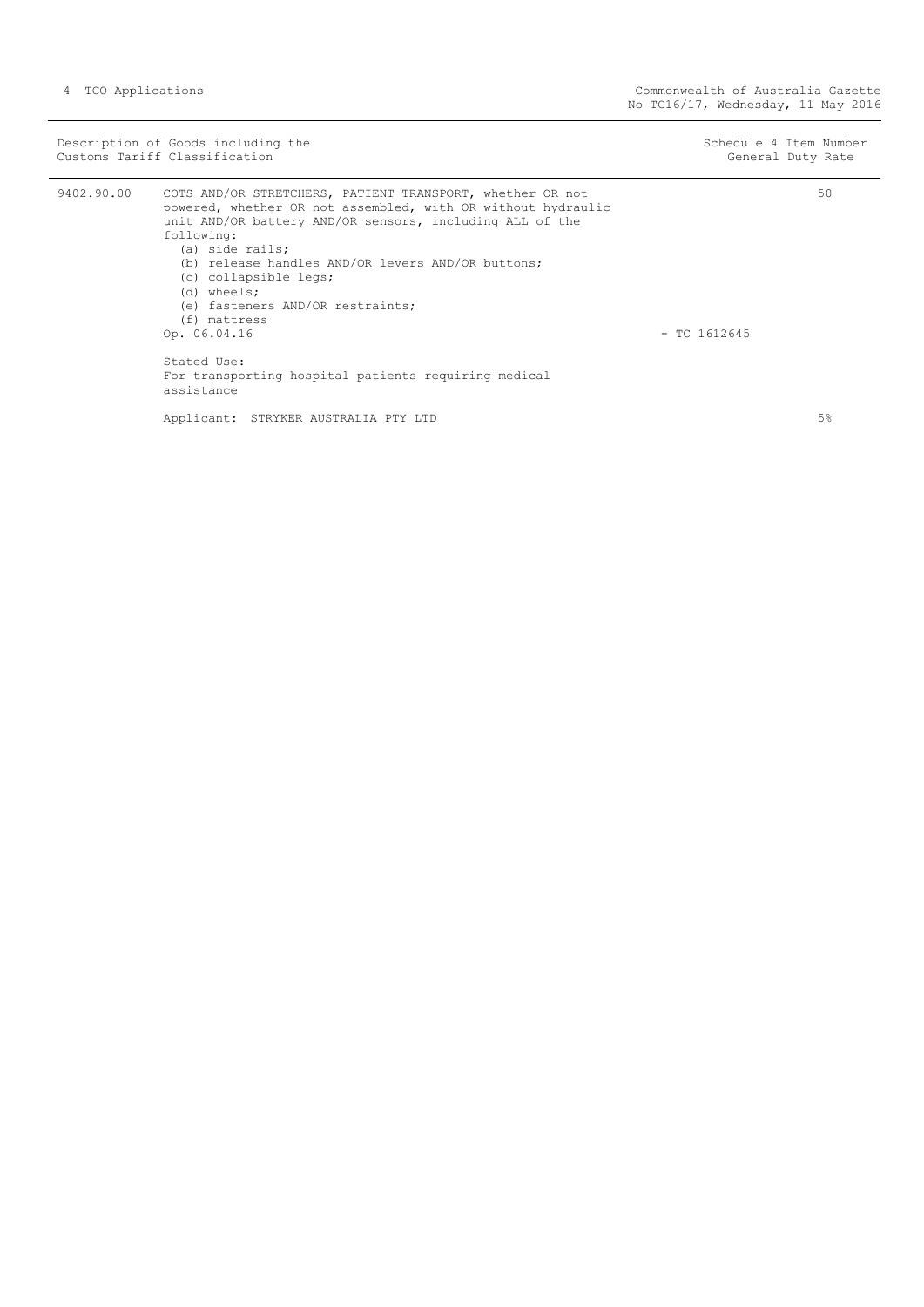| Description of Goods including the Customs Tariff Classification | | | Schedule 4 Item Number General Duty Rate |
| --- | --- | --- | --- |
| 9402.90.00 | COTS AND/OR STRETCHERS, PATIENT TRANSPORT, whether OR not powered, whether OR not assembled, with OR without hydraulic unit AND/OR battery AND/OR sensors, including ALL of the following:<br>(a) side rails;<br>(b) release handles AND/OR levers AND/OR buttons;<br>(c) collapsible legs;<br>(d) wheels;<br>(e) fasteners AND/OR restraints;<br>(f) mattress<br>Op. 06.04.16 | - TC 1612645 | 50 |
| | Stated Use:<br>For transporting hospital patients requiring medical assistance | | |
| | Applicant: STRYKER AUSTRALIA PTY LTD | | 5% |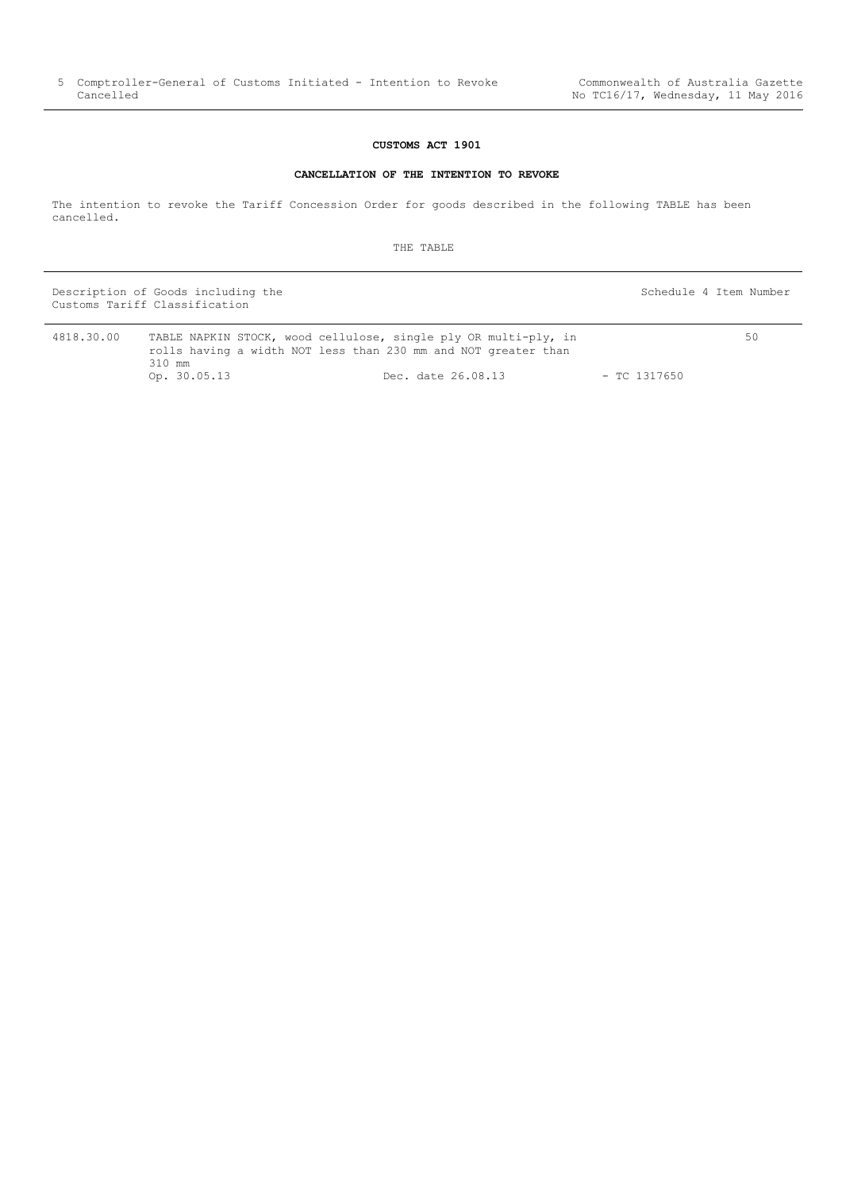## CUSTOMS ACT 1901

### CANCELLATION OF THE INTENTION TO REVOKE

The intention to revoke the Tariff Concession Order for goods described in the following TABLE has been cancelled.

THE TABLE

| Description of Goods including the Customs Tariff Classification | | | | Schedule 4 Item Number |
|---|---|---|---|---|
| 4818.30.00 | TABLE NAPKIN STOCK, wood cellulose, single ply OR multi-ply, in rolls having a width NOT less than 230 mm and NOT greater than 310 mm | | | 50 |
| | Op. 30.05.13 | Dec. date 26.08.13 | - TC 1317650 | |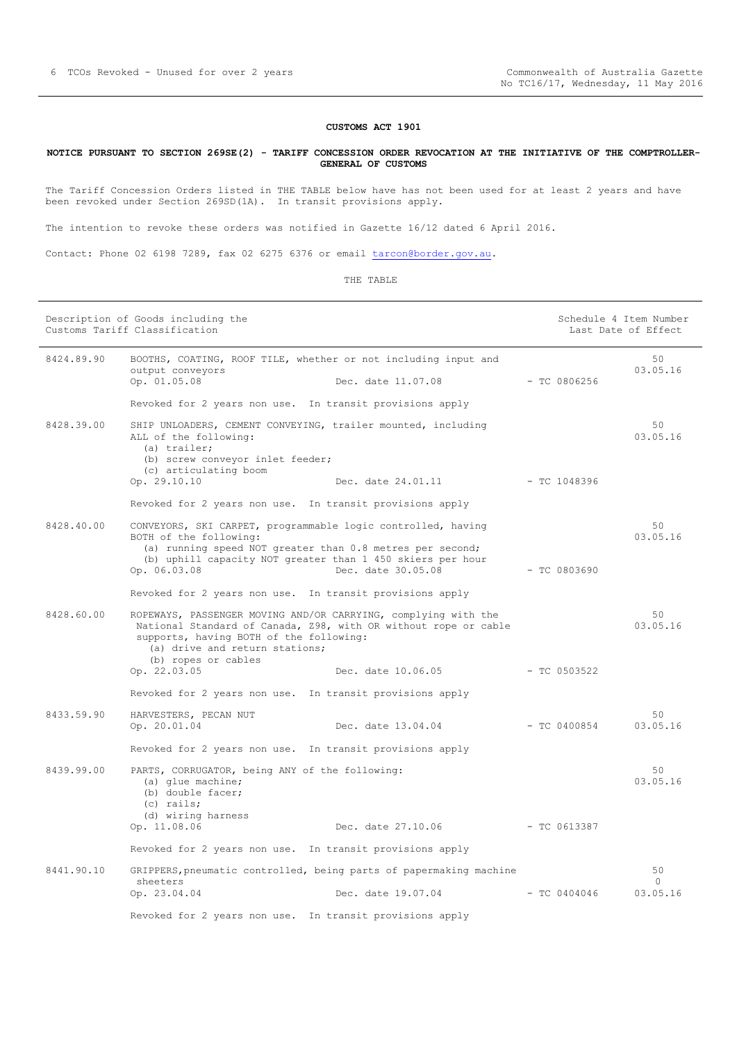## CUSTOMS ACT 1901

### NOTICE PURSUANT TO SECTION 269SE(2) - TARIFF CONCESSION ORDER REVOCATION AT THE INITIATIVE OF THE COMPTROLLER-GENERAL OF CUSTOMS

The Tariff Concession Orders listed in THE TABLE below have has not been used for at least 2 years and have been revoked under Section 269SD(1A). In transit provisions apply.

The intention to revoke these orders was notified in Gazette 16/12 dated 6 April 2016.

Contact: Phone 02 6198 7289, fax 02 6275 6376 or email tarcon@border.gov.au.

THE TABLE

| Description of Goods including the Customs Tariff Classification | | | | Schedule 4 Item Number Last Date of Effect |
|---|---|---|---|---|
| 8424.89.90 | BOOTHS, COATING, ROOF TILE, whether or not including input and output conveyors<br>Op. 01.05.08 | Dec. date 11.07.08 | - TC 0806256 | 50<br>03.05.16 |
| | Revoked for 2 years non use. In transit provisions apply | | | |
| 8428.39.00 | SHIP UNLOADERS, CEMENT CONVEYING, trailer mounted, including ALL of the following:<br>(a) trailer;<br>(b) screw conveyor inlet feeder;<br>(c) articulating boom<br>Op. 29.10.10 | Dec. date 24.01.11 | - TC 1048396 | 50<br>03.05.16 |
| | Revoked for 2 years non use. In transit provisions apply | | | |
| 8428.40.00 | CONVEYORS, SKI CARPET, programmable logic controlled, having BOTH of the following:<br>(a) running speed NOT greater than 0.8 metres per second;<br>(b) uphill capacity NOT greater than 1 450 skiers per hour<br>Op. 06.03.08 | Dec. date 30.05.08 | - TC 0803690 | 50<br>03.05.16 |
| | Revoked for 2 years non use. In transit provisions apply | | | |
| 8428.60.00 | ROPEWAYS, PASSENGER MOVING AND/OR CARRYING, complying with the National Standard of Canada, Z98, with OR without rope or cable supports, having BOTH of the following:<br>(a) drive and return stations;<br>(b) ropes or cables<br>Op. 22.03.05 | Dec. date 10.06.05 | - TC 0503522 | 50<br>03.05.16 |
| | Revoked for 2 years non use. In transit provisions apply | | | |
| 8433.59.90 | HARVESTERS, PECAN NUT<br>Op. 20.01.04 | Dec. date 13.04.04 | - TC 0400854 | 50<br>03.05.16 |
| | Revoked for 2 years non use. In transit provisions apply | | | |
| 8439.99.00 | PARTS, CORRUGATOR, being ANY of the following:<br>(a) glue machine;<br>(b) double facer;<br>(c) rails;<br>(d) wiring harness<br>Op. 11.08.06 | Dec. date 27.10.06 | - TC 0613387 | 50<br>03.05.16 |
| | Revoked for 2 years non use. In transit provisions apply | | | |
| 8441.90.10 | GRIPPERS,pneumatic controlled, being parts of papermaking machine sheeters<br>Op. 23.04.04 | Dec. date 19.07.04 | - TC 0404046 | 50<br>0<br>03.05.16 |
| | Revoked for 2 years non use. In transit provisions apply | | | |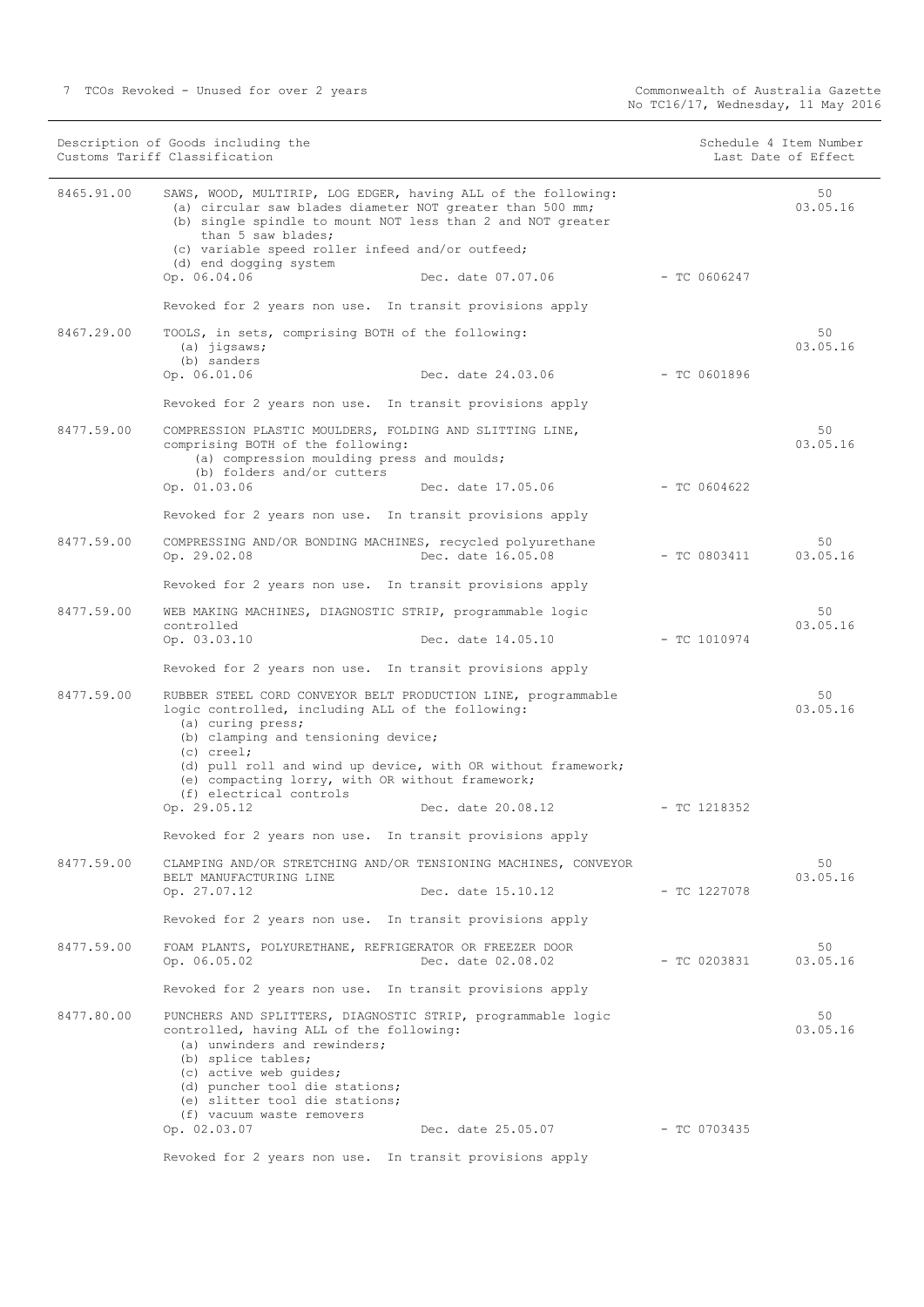| Description of Goods including the Customs Tariff Classification | | | Schedule 4 Item Number Last Date of Effect |
|---|---|---|---|
| 8465.91.00 | SAWS, WOOD, MULTIRIP, LOG EDGER, having ALL of the following:<br>(a) circular saw blades diameter NOT greater than 500 mm;<br>(b) single spindle to mount NOT less than 2 and NOT greater than 5 saw blades;<br>(c) variable speed roller infeed and/or outfeed;<br>(d) end dogging system<br>Op. 06.04.06 Dec. date 07.07.06 - TC 0606247<br><br>Revoked for 2 years non use. In transit provisions apply | | 50<br>03.05.16 |
| 8467.29.00 | TOOLS, in sets, comprising BOTH of the following:<br>(a) jigsaws;<br>(b) sanders<br>Op. 06.01.06 Dec. date 24.03.06 - TC 0601896<br><br>Revoked for 2 years non use. In transit provisions apply | | 50<br>03.05.16 |
| 8477.59.00 | COMPRESSION PLASTIC MOULDERS, FOLDING AND SLITTING LINE, comprising BOTH of the following:<br>(a) compression moulding press and moulds;<br>(b) folders and/or cutters<br>Op. 01.03.06 Dec. date 17.05.06 - TC 0604622<br><br>Revoked for 2 years non use. In transit provisions apply | | 50<br>03.05.16 |
| 8477.59.00 | COMPRESSING AND/OR BONDING MACHINES, recycled polyurethane<br>Op. 29.02.08 Dec. date 16.05.08 - TC 0803411<br><br>Revoked for 2 years non use. In transit provisions apply | | 50<br>03.05.16 |
| 8477.59.00 | WEB MAKING MACHINES, DIAGNOSTIC STRIP, programmable logic controlled<br>Op. 03.03.10 Dec. date 14.05.10 - TC 1010974<br><br>Revoked for 2 years non use. In transit provisions apply | | 50<br>03.05.16 |
| 8477.59.00 | RUBBER STEEL CORD CONVEYOR BELT PRODUCTION LINE, programmable logic controlled, including ALL of the following:<br>(a) curing press;<br>(b) clamping and tensioning device;<br>(c) creel;<br>(d) pull roll and wind up device, with OR without framework;<br>(e) compacting lorry, with OR without framework;<br>(f) electrical controls<br>Op. 29.05.12 Dec. date 20.08.12 - TC 1218352<br><br>Revoked for 2 years non use. In transit provisions apply | | 50<br>03.05.16 |
| 8477.59.00 | CLAMPING AND/OR STRETCHING AND/OR TENSIONING MACHINES, CONVEYOR BELT MANUFACTURING LINE<br>Op. 27.07.12 Dec. date 15.10.12 - TC 1227078<br><br>Revoked for 2 years non use. In transit provisions apply | | 50<br>03.05.16 |
| 8477.59.00 | FOAM PLANTS, POLYURETHANE, REFRIGERATOR OR FREEZER DOOR<br>Op. 06.05.02 Dec. date 02.08.02 - TC 0203831<br><br>Revoked for 2 years non use. In transit provisions apply | | 50<br>03.05.16 |
| 8477.80.00 | PUNCHERS AND SPLITTERS, DIAGNOSTIC STRIP, programmable logic controlled, having ALL of the following:<br>(a) unwinders and rewinders;<br>(b) splice tables;<br>(c) active web guides;<br>(d) puncher tool die stations;<br>(e) slitter tool die stations;<br>(f) vacuum waste removers<br>Op. 02.03.07 Dec. date 25.05.07 - TC 0703435<br><br>Revoked for 2 years non use. In transit provisions apply | | 50<br>03.05.16 |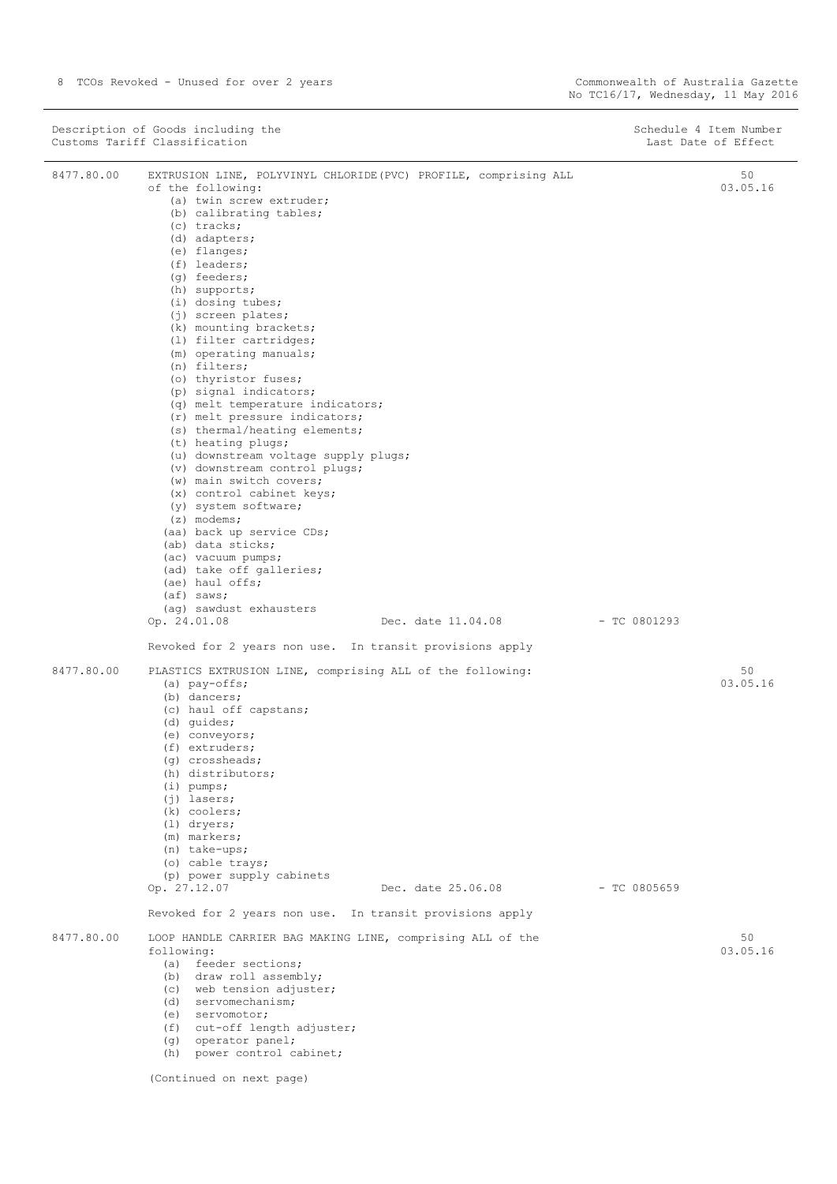| Description of Goods including the Customs Tariff Classification | | | Schedule 4 Item Number Last Date of Effect |
|---|---|---|---|
| 8477.80.00 | EXTRUSION LINE, POLYVINYL CHLORIDE(PVC) PROFILE, comprising ALL of the following:<br>(a) twin screw extruder;<br>(b) calibrating tables;<br>(c) tracks;<br>(d) adapters;<br>(e) flanges;<br>(f) leaders;<br>(g) feeders;<br>(h) supports;<br>(i) dosing tubes;<br>(j) screen plates;<br>(k) mounting brackets;<br>(l) filter cartridges;<br>(m) operating manuals;<br>(n) filters;<br>(o) thyristor fuses;<br>(p) signal indicators;<br>(q) melt temperature indicators;<br>(r) melt pressure indicators;<br>(s) thermal/heating elements;<br>(t) heating plugs;<br>(u) downstream voltage supply plugs;<br>(v) downstream control plugs;<br>(w) main switch covers;<br>(x) control cabinet keys;<br>(y) system software;<br>(z) modems;<br>(aa) back up service CDs;<br>(ab) data sticks;<br>(ac) vacuum pumps;<br>(ad) take off galleries;<br>(ae) haul offs;<br>(af) saws;<br>(ag) sawdust exhausters<br>Op. 24.01.08 Dec. date 11.04.08<br><br>Revoked for 2 years non use. In transit provisions apply | - TC 0801293 | 50<br>03.05.16 |
| 8477.80.00 | PLASTICS EXTRUSION LINE, comprising ALL of the following:<br>(a) pay-offs;<br>(b) dancers;<br>(c) haul off capstans;<br>(d) guides;<br>(e) conveyors;<br>(f) extruders;<br>(g) crossheads;<br>(h) distributors;<br>(i) pumps;<br>(j) lasers;<br>(k) coolers;<br>(l) dryers;<br>(m) markers;<br>(n) take-ups;<br>(o) cable trays;<br>(p) power supply cabinets<br>Op. 27.12.07 Dec. date 25.06.08<br><br>Revoked for 2 years non use. In transit provisions apply | - TC 0805659 | 50<br>03.05.16 |
| 8477.80.00 | LOOP HANDLE CARRIER BAG MAKING LINE, comprising ALL of the following:<br>(a) feeder sections;<br>(b) draw roll assembly;<br>(c) web tension adjuster;<br>(d) servomechanism;<br>(e) servomotor;<br>(f) cut-off length adjuster;<br>(g) operator panel;<br>(h) power control cabinet;<br><br>(Continued on next page) | | 50<br>03.05.16 |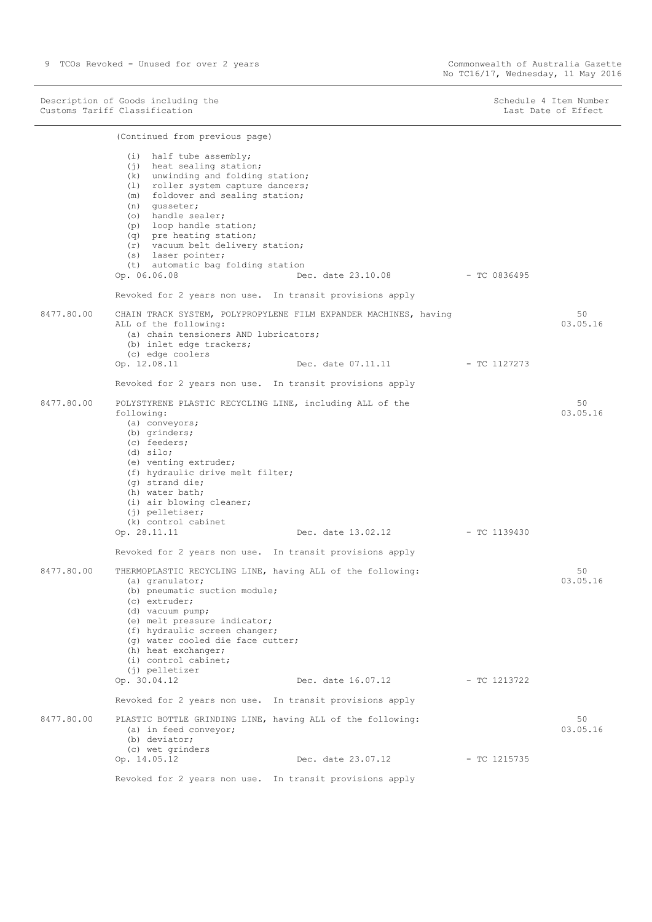| Description of Goods including the Customs Tariff Classification | | | Schedule 4 Item Number Last Date of Effect |
|---|---|---|---|

(Continued from previous page)

(i) half tube assembly;
(j) heat sealing station;
(k) unwinding and folding station;
(l) roller system capture dancers;
(m) foldover and sealing station;
(n) gusseter;
(o) handle sealer;
(p) loop handle station;
(q) pre heating station;
(r) vacuum belt delivery station;
(s) laser pointer;
(t) automatic bag folding station

Op. 06.06.08 Dec. date 23.10.08 - TC 0836495

Revoked for 2 years non use. In transit provisions apply

---

**8477.80.00** CHAIN TRACK SYSTEM, POLYPROPYLENE FILM EXPANDER MACHINES, having ALL of the following: — 50 / 03.05.16

(a) chain tensioners AND lubricators;
(b) inlet edge trackers;
(c) edge coolers

Op. 12.08.11 Dec. date 07.11.11 - TC 1127273

Revoked for 2 years non use. In transit provisions apply

---

**8477.80.00** POLYSTYRENE PLASTIC RECYCLING LINE, including ALL of the following: — 50 / 03.05.16

(a) conveyors;
(b) grinders;
(c) feeders;
(d) silo;
(e) venting extruder;
(f) hydraulic drive melt filter;
(g) strand die;
(h) water bath;
(i) air blowing cleaner;
(j) pelletiser;
(k) control cabinet

Op. 28.11.11 Dec. date 13.02.12 - TC 1139430

Revoked for 2 years non use. In transit provisions apply

---

**8477.80.00** THERMOPLASTIC RECYCLING LINE, having ALL of the following: — 50 / 03.05.16

(a) granulator;
(b) pneumatic suction module;
(c) extruder;
(d) vacuum pump;
(e) melt pressure indicator;
(f) hydraulic screen changer;
(g) water cooled die face cutter;
(h) heat exchanger;
(i) control cabinet;
(j) pelletizer

Op. 30.04.12 Dec. date 16.07.12 - TC 1213722

Revoked for 2 years non use. In transit provisions apply

---

**8477.80.00** PLASTIC BOTTLE GRINDING LINE, having ALL of the following: — 50 / 03.05.16

(a) in feed conveyor;
(b) deviator;
(c) wet grinders

Op. 14.05.12 Dec. date 23.07.12 - TC 1215735

Revoked for 2 years non use. In transit provisions apply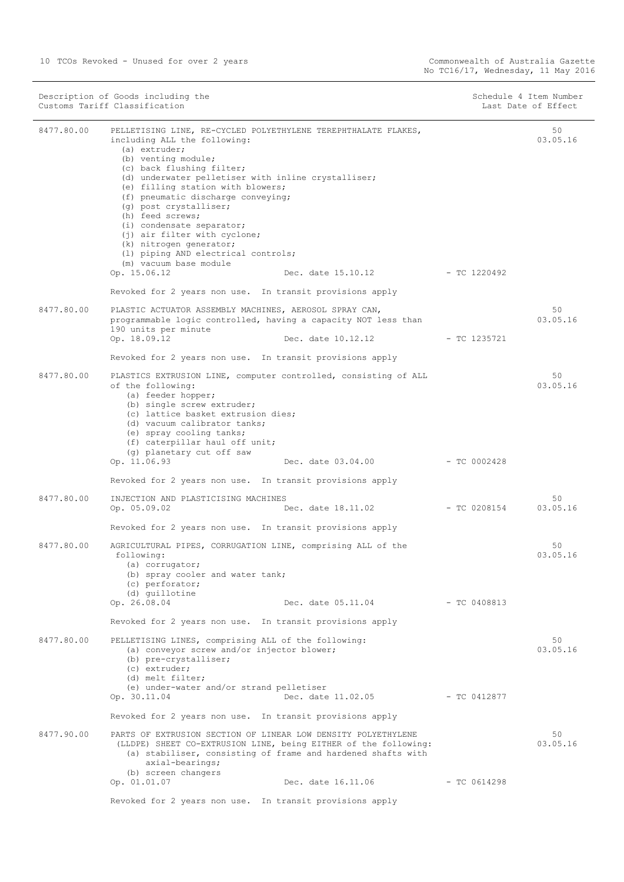| Description of Goods including the Customs Tariff Classification | | | Schedule 4 Item Number Last Date of Effect |
|---|---|---|---|
| 8477.80.00 | PELLETISING LINE, RE-CYCLED POLYETHYLENE TEREPHTHALATE FLAKES, including ALL the following:<br>(a) extruder;<br>(b) venting module;<br>(c) back flushing filter;<br>(d) underwater pelletiser with inline crystalliser;<br>(e) filling station with blowers;<br>(f) pneumatic discharge conveying;<br>(g) post crystalliser;<br>(h) feed screws;<br>(i) condensate separator;<br>(j) air filter with cyclone;<br>(k) nitrogen generator;<br>(l) piping AND electrical controls;<br>(m) vacuum base module<br>Op. 15.06.12 Dec. date 15.10.12 - TC 1220492<br><br>Revoked for 2 years non use. In transit provisions apply | | 50<br>03.05.16 |
| 8477.80.00 | PLASTIC ACTUATOR ASSEMBLY MACHINES, AEROSOL SPRAY CAN, programmable logic controlled, having a capacity NOT less than 190 units per minute<br>Op. 18.09.12 Dec. date 10.12.12 - TC 1235721<br><br>Revoked for 2 years non use. In transit provisions apply | | 50<br>03.05.16 |
| 8477.80.00 | PLASTICS EXTRUSION LINE, computer controlled, consisting of ALL of the following:<br>(a) feeder hopper;<br>(b) single screw extruder;<br>(c) lattice basket extrusion dies;<br>(d) vacuum calibrator tanks;<br>(e) spray cooling tanks;<br>(f) caterpillar haul off unit;<br>(g) planetary cut off saw<br>Op. 11.06.93 Dec. date 03.04.00 - TC 0002428<br><br>Revoked for 2 years non use. In transit provisions apply | | 50<br>03.05.16 |
| 8477.80.00 | INJECTION AND PLASTICISING MACHINES<br>Op. 05.09.02 Dec. date 18.11.02 - TC 0208154<br><br>Revoked for 2 years non use. In transit provisions apply | | 50<br>03.05.16 |
| 8477.80.00 | AGRICULTURAL PIPES, CORRUGATION LINE, comprising ALL of the following:<br>(a) corrugator;<br>(b) spray cooler and water tank;<br>(c) perforator;<br>(d) guillotine<br>Op. 26.08.04 Dec. date 05.11.04 - TC 0408813<br><br>Revoked for 2 years non use. In transit provisions apply | | 50<br>03.05.16 |
| 8477.80.00 | PELLETISING LINES, comprising ALL of the following:<br>(a) conveyor screw and/or injector blower;<br>(b) pre-crystalliser;<br>(c) extruder;<br>(d) melt filter;<br>(e) under-water and/or strand pelletiser<br>Op. 30.11.04 Dec. date 11.02.05 - TC 0412877<br><br>Revoked for 2 years non use. In transit provisions apply | | 50<br>03.05.16 |
| 8477.90.00 | PARTS OF EXTRUSION SECTION OF LINEAR LOW DENSITY POLYETHYLENE (LLDPE) SHEET CO-EXTRUSION LINE, being EITHER of the following:<br>(a) stabiliser, consisting of frame and hardened shafts with axial-bearings;<br>(b) screen changers<br>Op. 01.01.07 Dec. date 16.11.06 - TC 0614298<br><br>Revoked for 2 years non use. In transit provisions apply | | 50<br>03.05.16 |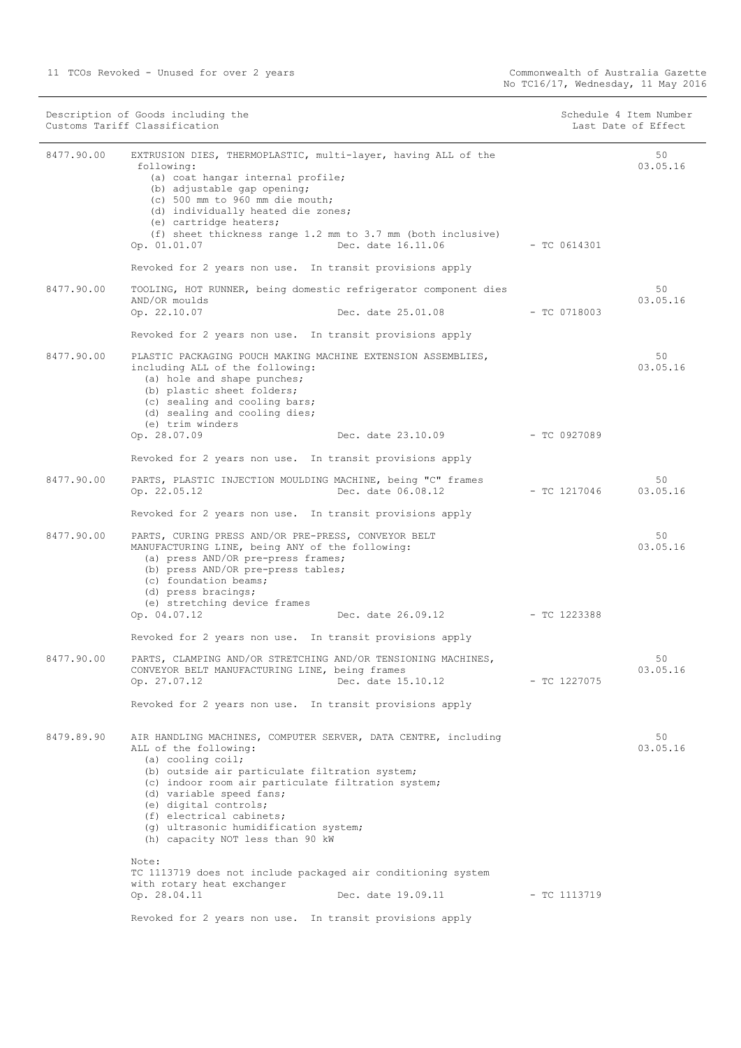| Description of Goods including the Customs Tariff Classification | | | Schedule 4 Item Number Last Date of Effect |
|---|---|---|---|
| 8477.90.00 | EXTRUSION DIES, THERMOPLASTIC, multi-layer, having ALL of the following:<br>(a) coat hangar internal profile;<br>(b) adjustable gap opening;<br>(c) 500 mm to 960 mm die mouth;<br>(d) individually heated die zones;<br>(e) cartridge heaters;<br>(f) sheet thickness range 1.2 mm to 3.7 mm (both inclusive)<br>Op. 01.01.07 Dec. date 16.11.06 - TC 0614301<br><br>Revoked for 2 years non use. In transit provisions apply | | 50<br>03.05.16 |
| 8477.90.00 | TOOLING, HOT RUNNER, being domestic refrigerator component dies AND/OR moulds<br>Op. 22.10.07 Dec. date 25.01.08 - TC 0718003<br><br>Revoked for 2 years non use. In transit provisions apply | | 50<br>03.05.16 |
| 8477.90.00 | PLASTIC PACKAGING POUCH MAKING MACHINE EXTENSION ASSEMBLIES, including ALL of the following:<br>(a) hole and shape punches;<br>(b) plastic sheet folders;<br>(c) sealing and cooling bars;<br>(d) sealing and cooling dies;<br>(e) trim winders<br>Op. 28.07.09 Dec. date 23.10.09 - TC 0927089<br><br>Revoked for 2 years non use. In transit provisions apply | | 50<br>03.05.16 |
| 8477.90.00 | PARTS, PLASTIC INJECTION MOULDING MACHINE, being "C" frames<br>Op. 22.05.12 Dec. date 06.08.12 - TC 1217046<br><br>Revoked for 2 years non use. In transit provisions apply | | 50<br>03.05.16 |
| 8477.90.00 | PARTS, CURING PRESS AND/OR PRE-PRESS, CONVEYOR BELT MANUFACTURING LINE, being ANY of the following:<br>(a) press AND/OR pre-press frames;<br>(b) press AND/OR pre-press tables;<br>(c) foundation beams;<br>(d) press bracings;<br>(e) stretching device frames<br>Op. 04.07.12 Dec. date 26.09.12 - TC 1223388<br><br>Revoked for 2 years non use. In transit provisions apply | | 50<br>03.05.16 |
| 8477.90.00 | PARTS, CLAMPING AND/OR STRETCHING AND/OR TENSIONING MACHINES, CONVEYOR BELT MANUFACTURING LINE, being frames<br>Op. 27.07.12 Dec. date 15.10.12 - TC 1227075<br><br>Revoked for 2 years non use. In transit provisions apply | | 50<br>03.05.16 |
| 8479.89.90 | AIR HANDLING MACHINES, COMPUTER SERVER, DATA CENTRE, including ALL of the following:<br>(a) cooling coil;<br>(b) outside air particulate filtration system;<br>(c) indoor room air particulate filtration system;<br>(d) variable speed fans;<br>(e) digital controls;<br>(f) electrical cabinets;<br>(g) ultrasonic humidification system;<br>(h) capacity NOT less than 90 kW<br><br>Note:<br>TC 1113719 does not include packaged air conditioning system with rotary heat exchanger<br>Op. 28.04.11 Dec. date 19.09.11 - TC 1113719<br><br>Revoked for 2 years non use. In transit provisions apply | | 50<br>03.05.16 |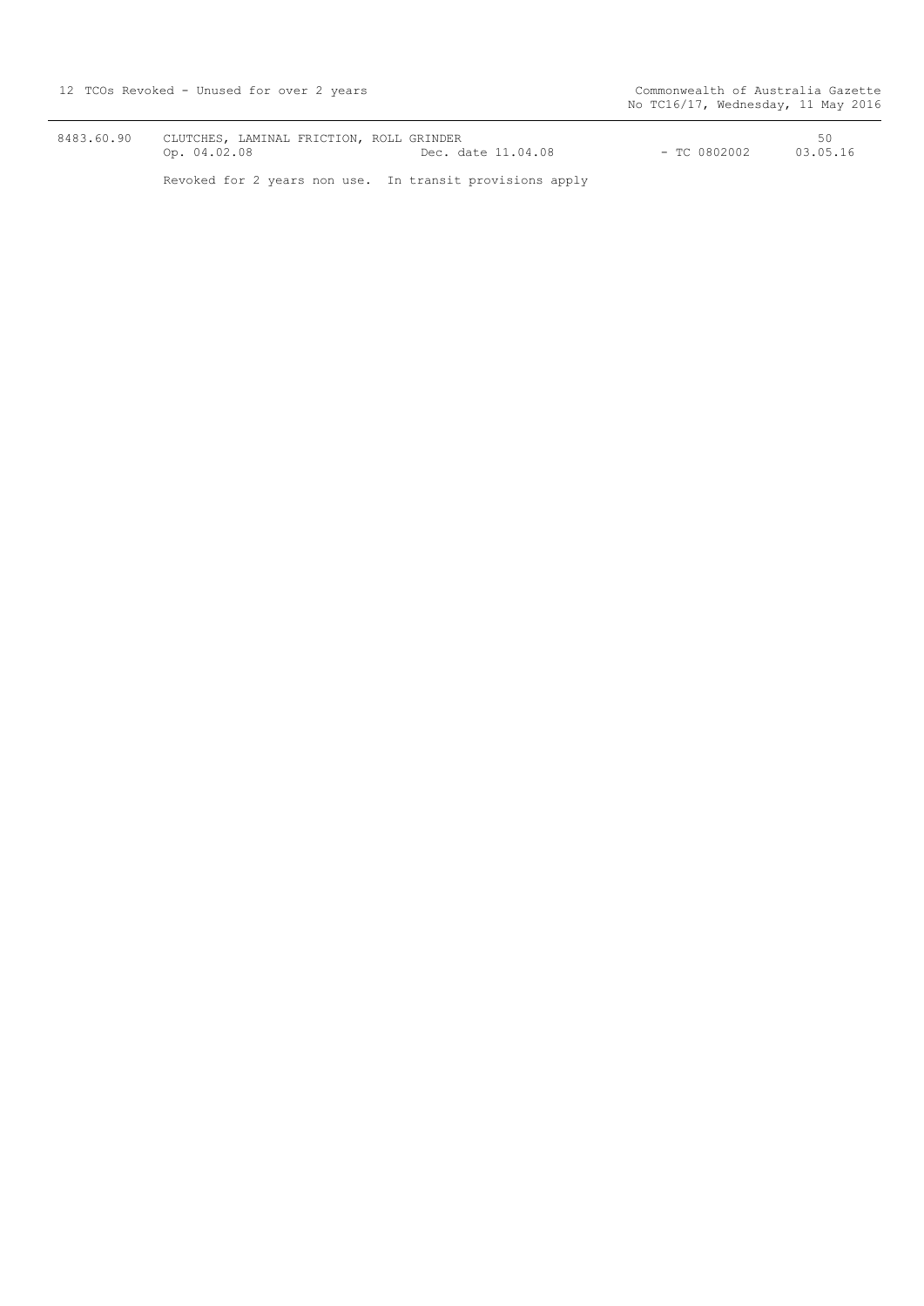| | | | | |
|---|---|---|---|---|
| 8483.60.90 | CLUTCHES, LAMINAL FRICTION, ROLL GRINDER | | | 50 |
| | Op. 04.02.08 | Dec. date 11.04.08 | - TC 0802002 | 03.05.16 |
| | Revoked for 2 years non use. In transit provisions apply | | | |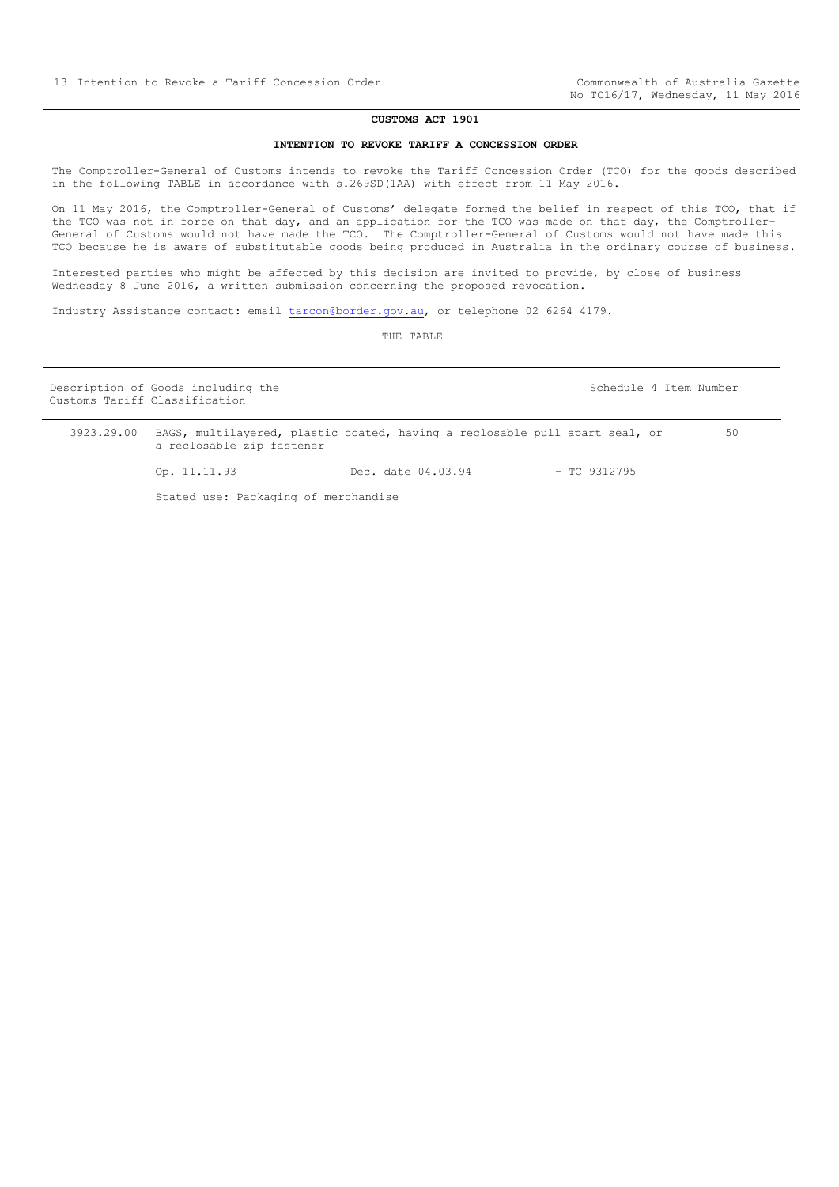## CUSTOMS ACT 1901

### INTENTION TO REVOKE TARIFF A CONCESSION ORDER

The Comptroller-General of Customs intends to revoke the Tariff Concession Order (TCO) for the goods described in the following TABLE in accordance with s.269SD(1AA) with effect from 11 May 2016.

On 11 May 2016, the Comptroller-General of Customs' delegate formed the belief in respect of this TCO, that if the TCO was not in force on that day, and an application for the TCO was made on that day, the Comptroller-General of Customs would not have made the TCO. The Comptroller-General of Customs would not have made this TCO because he is aware of substitutable goods being produced in Australia in the ordinary course of business.

Interested parties who might be affected by this decision are invited to provide, by close of business Wednesday 8 June 2016, a written submission concerning the proposed revocation.

Industry Assistance contact: email tarcon@border.gov.au, or telephone 02 6264 4179.

THE TABLE

| Description of Goods including the Customs Tariff Classification | | | | Schedule 4 Item Number |
|---|---|---|---|---|
| 3923.29.00 | BAGS, multilayered, plastic coated, having a reclosable pull apart seal, or a reclosable zip fastener | | | 50 |
| | Op. 11.11.93 | Dec. date 04.03.94 | - TC 9312795 | |
| | Stated use: Packaging of merchandise | | | |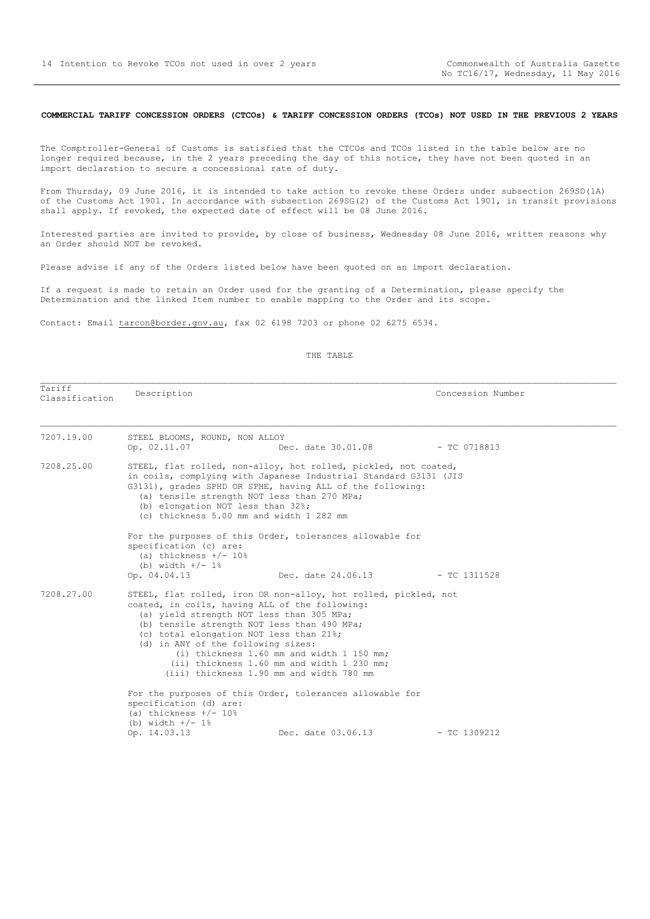**COMMERCIAL TARIFF CONCESSION ORDERS (CTCOs) & TARIFF CONCESSION ORDERS (TCOs) NOT USED IN THE PREVIOUS 2 YEARS**

The Comptroller-General of Customs is satisfied that the CTCOs and TCOs listed in the table below are no longer required because, in the 2 years preceding the day of this notice, they have not been quoted in an import declaration to secure a concessional rate of duty.

From Thursday, 09 June 2016, it is intended to take action to revoke these Orders under subsection 269SD(1A) of the Customs Act 1901. In accordance with subsection 269SG(2) of the Customs Act 1901, in transit provisions shall apply. If revoked, the expected date of effect will be 08 June 2016.

Interested parties are invited to provide, by close of business, Wednesday 08 June 2016, written reasons why an Order should NOT be revoked.

Please advise if any of the Orders listed below have been quoted on an import declaration.

If a request is made to retain an Order used for the granting of a Determination, please specify the Determination and the linked Item number to enable mapping to the Order and its scope.

Contact: Email tarcon@border.gov.au, fax 02 6198 7203 or phone 02 6275 6534.

THE TABLE

| Tariff Classification | Description | Concession Number |
|---|---|---|
| 7207.19.00 | STEEL BLOOMS, ROUND, NON ALLOY<br>Op. 02.11.07 Dec. date 30.01.08 | - TC 0718813 |
| 7208.25.00 | STEEL, flat rolled, non-alloy, hot rolled, pickled, not coated, in coils, complying with Japanese Industrial Standard G3131 (JIS G3131), grades SPHD OR SPHE, having ALL of the following:<br>(a) tensile strength NOT less than 270 MPa;<br>(b) elongation NOT less than 32%;<br>(c) thickness 5.00 mm and width 1 282 mm<br><br>For the purposes of this Order, tolerances allowable for specification (c) are:<br>(a) thickness +/- 10%<br>(b) width +/- 1%<br>Op. 04.04.13 Dec. date 24.06.13 | - TC 1311528 |
| 7208.27.00 | STEEL, flat rolled, iron OR non-alloy, hot rolled, pickled, not coated, in coils, having ALL of the following:<br>(a) yield strength NOT less than 305 MPa;<br>(b) tensile strength NOT less than 490 MPa;<br>(c) total elongation NOT less than 21%;<br>(d) in ANY of the following sizes:<br>(i) thickness 1.60 mm and width 1 150 mm;<br>(ii) thickness 1.60 mm and width 1 230 mm;<br>(iii) thickness 1.90 mm and width 780 mm<br><br>For the purposes of this Order, tolerances allowable for specification (d) are:<br>(a) thickness +/- 10%<br>(b) width +/- 1%<br>Op. 14.03.13 Dec. date 03.06.13 | - TC 1309212 |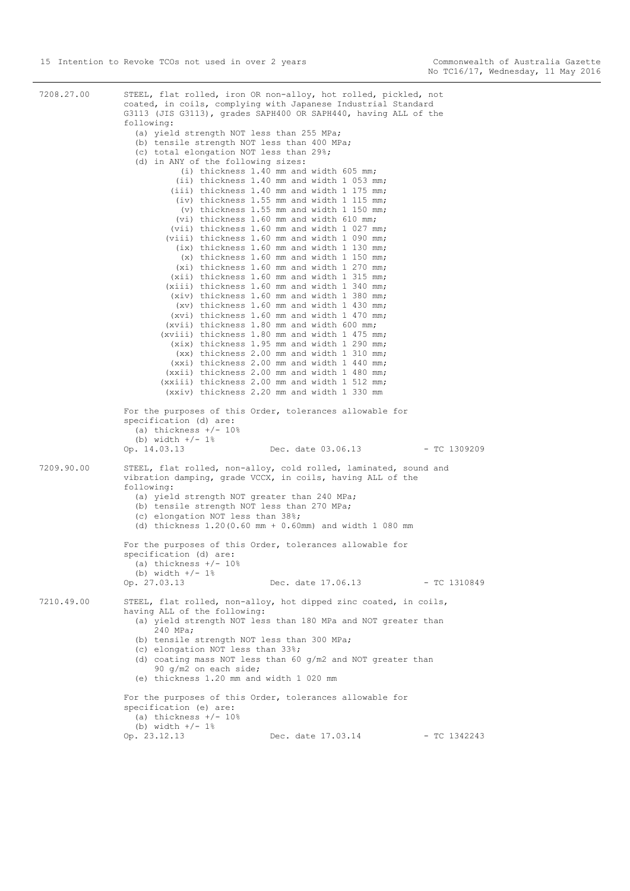7208.27.00

STEEL, flat rolled, iron OR non-alloy, hot rolled, pickled, not coated, in coils, complying with Japanese Industrial Standard G3113 (JIS G3113), grades SAPH400 OR SAPH440, having ALL of the following:

- (a) yield strength NOT less than 255 MPa;
- (b) tensile strength NOT less than 400 MPa;
- (c) total elongation NOT less than 29%;
- (d) in ANY of the following sizes:
  - (i) thickness 1.40 mm and width 605 mm;
  - (ii) thickness 1.40 mm and width 1 053 mm;
  - (iii) thickness 1.40 mm and width 1 175 mm;
  - (iv) thickness 1.55 mm and width 1 115 mm;
  - (v) thickness 1.55 mm and width 1 150 mm;
  - (vi) thickness 1.60 mm and width 610 mm;
  - (vii) thickness 1.60 mm and width 1 027 mm;
  - (viii) thickness 1.60 mm and width 1 090 mm;
  - (ix) thickness 1.60 mm and width 1 130 mm;
  - (x) thickness 1.60 mm and width 1 150 mm;
  - (xi) thickness 1.60 mm and width 1 270 mm;
  - (xii) thickness 1.60 mm and width 1 315 mm;
  - (xiii) thickness 1.60 mm and width 1 340 mm;
  - (xiv) thickness 1.60 mm and width 1 380 mm;
  - (xv) thickness 1.60 mm and width 1 430 mm;
  - (xvi) thickness 1.60 mm and width 1 470 mm;
  - (xvii) thickness 1.80 mm and width 600 mm;
  - (xviii) thickness 1.80 mm and width 1 475 mm;
  - (xix) thickness 1.95 mm and width 1 290 mm;
  - (xx) thickness 2.00 mm and width 1 310 mm;
  - (xxi) thickness 2.00 mm and width 1 440 mm;
  - (xxii) thickness 2.00 mm and width 1 480 mm;
  - (xxiii) thickness 2.00 mm and width 1 512 mm;
  - (xxiv) thickness 2.20 mm and width 1 330 mm

For the purposes of this Order, tolerances allowable for specification (d) are:

- (a) thickness +/- 10%
- (b) width +/- 1%

Op. 14.03.13 Dec. date 03.06.13 - TC 1309209

7209.90.00

STEEL, flat rolled, non-alloy, cold rolled, laminated, sound and vibration damping, grade VCCX, in coils, having ALL of the following:

- (a) yield strength NOT greater than 240 MPa;
- (b) tensile strength NOT less than 270 MPa;
- (c) elongation NOT less than 38%;
- (d) thickness 1.20(0.60 mm + 0.60mm) and width 1 080 mm

For the purposes of this Order, tolerances allowable for specification (d) are:

- (a) thickness +/- 10%
- (b) width +/- 1%

Op. 27.03.13 Dec. date 17.06.13 - TC 1310849

7210.49.00

STEEL, flat rolled, non-alloy, hot dipped zinc coated, in coils, having ALL of the following:

- (a) yield strength NOT less than 180 MPa and NOT greater than 240 MPa;
- (b) tensile strength NOT less than 300 MPa;
- (c) elongation NOT less than 33%;
- (d) coating mass NOT less than 60 g/m2 and NOT greater than 90 g/m2 on each side;
- (e) thickness 1.20 mm and width 1 020 mm

For the purposes of this Order, tolerances allowable for specification (e) are:

- (a) thickness +/- 10%
- (b) width +/- 1%

Op. 23.12.13 Dec. date 17.03.14 - TC 1342243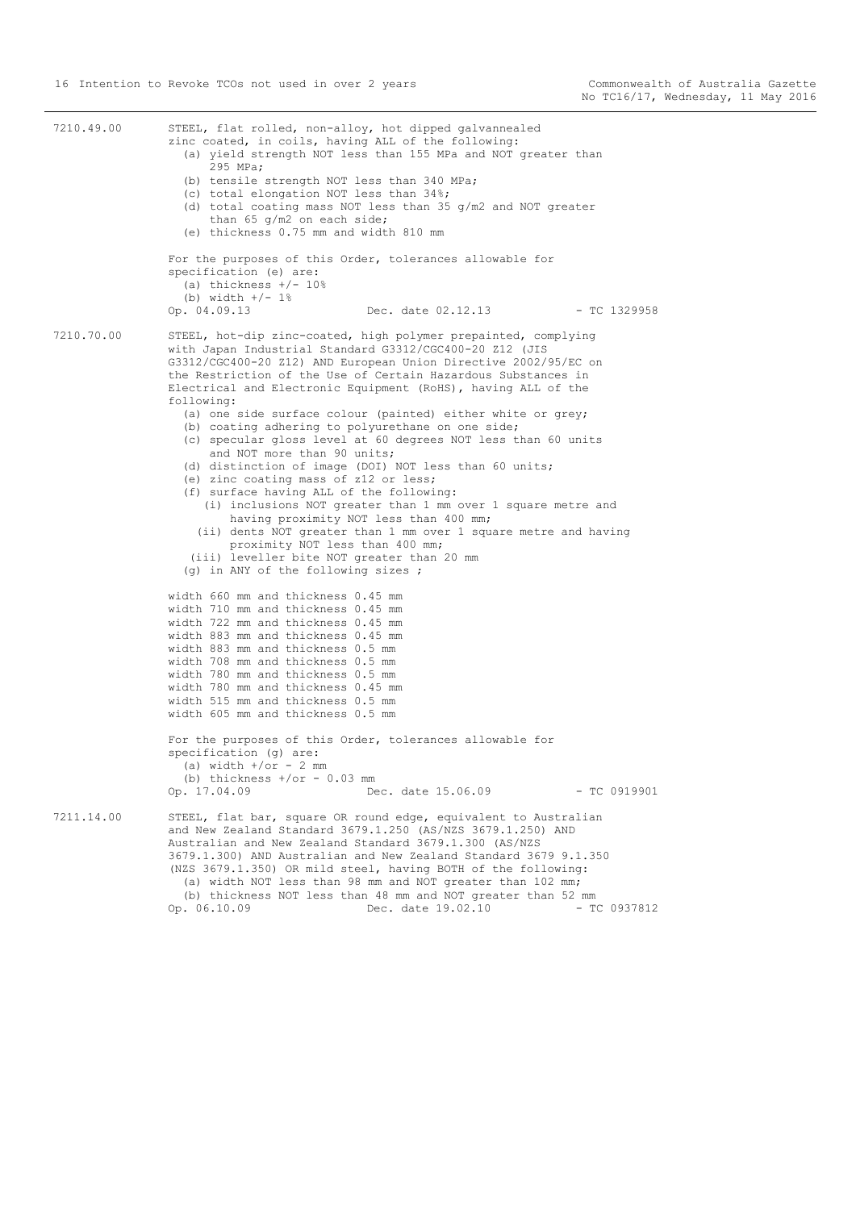7210.49.00 STEEL, flat rolled, non-alloy, hot dipped galvannealed zinc coated, in coils, having ALL of the following:

(a) yield strength NOT less than 155 MPa and NOT greater than 295 MPa;
(b) tensile strength NOT less than 340 MPa;
(c) total elongation NOT less than 34%;
(d) total coating mass NOT less than 35 g/m2 and NOT greater than 65 g/m2 on each side;
(e) thickness 0.75 mm and width 810 mm

For the purposes of this Order, tolerances allowable for specification (e) are:

(a) thickness +/- 10%
(b) width +/- 1%

Op. 04.09.13 Dec. date 02.12.13 - TC 1329958

7210.70.00 STEEL, hot-dip zinc-coated, high polymer prepainted, complying with Japan Industrial Standard G3312/CGC400-20 Z12 (JIS G3312/CGC400-20 Z12) AND European Union Directive 2002/95/EC on the Restriction of the Use of Certain Hazardous Substances in Electrical and Electronic Equipment (RoHS), having ALL of the following:

(a) one side surface colour (painted) either white or grey;
(b) coating adhering to polyurethane on one side;
(c) specular gloss level at 60 degrees NOT less than 60 units and NOT more than 90 units;
(d) distinction of image (DOI) NOT less than 60 units;
(e) zinc coating mass of z12 or less;
(f) surface having ALL of the following:
   (i) inclusions NOT greater than 1 mm over 1 square metre and having proximity NOT less than 400 mm;
   (ii) dents NOT greater than 1 mm over 1 square metre and having proximity NOT less than 400 mm;
   (iii) leveller bite NOT greater than 20 mm
(g) in ANY of the following sizes ;

width 660 mm and thickness 0.45 mm
width 710 mm and thickness 0.45 mm
width 722 mm and thickness 0.45 mm
width 883 mm and thickness 0.45 mm
width 883 mm and thickness 0.5 mm
width 708 mm and thickness 0.5 mm
width 780 mm and thickness 0.5 mm
width 780 mm and thickness 0.45 mm
width 515 mm and thickness 0.5 mm
width 605 mm and thickness 0.5 mm

For the purposes of this Order, tolerances allowable for specification (g) are:

(a) width +/or - 2 mm
(b) thickness +/or - 0.03 mm

Op. 17.04.09 Dec. date 15.06.09 - TC 0919901

7211.14.00 STEEL, flat bar, square OR round edge, equivalent to Australian and New Zealand Standard 3679.1.250 (AS/NZS 3679.1.250) AND Australian and New Zealand Standard 3679.1.300 (AS/NZS 3679.1.300) AND Australian and New Zealand Standard 3679 9.1.350 (NZS 3679.1.350) OR mild steel, having BOTH of the following:

(a) width NOT less than 98 mm and NOT greater than 102 mm;
(b) thickness NOT less than 48 mm and NOT greater than 52 mm

Op. 06.10.09 Dec. date 19.02.10 - TC 0937812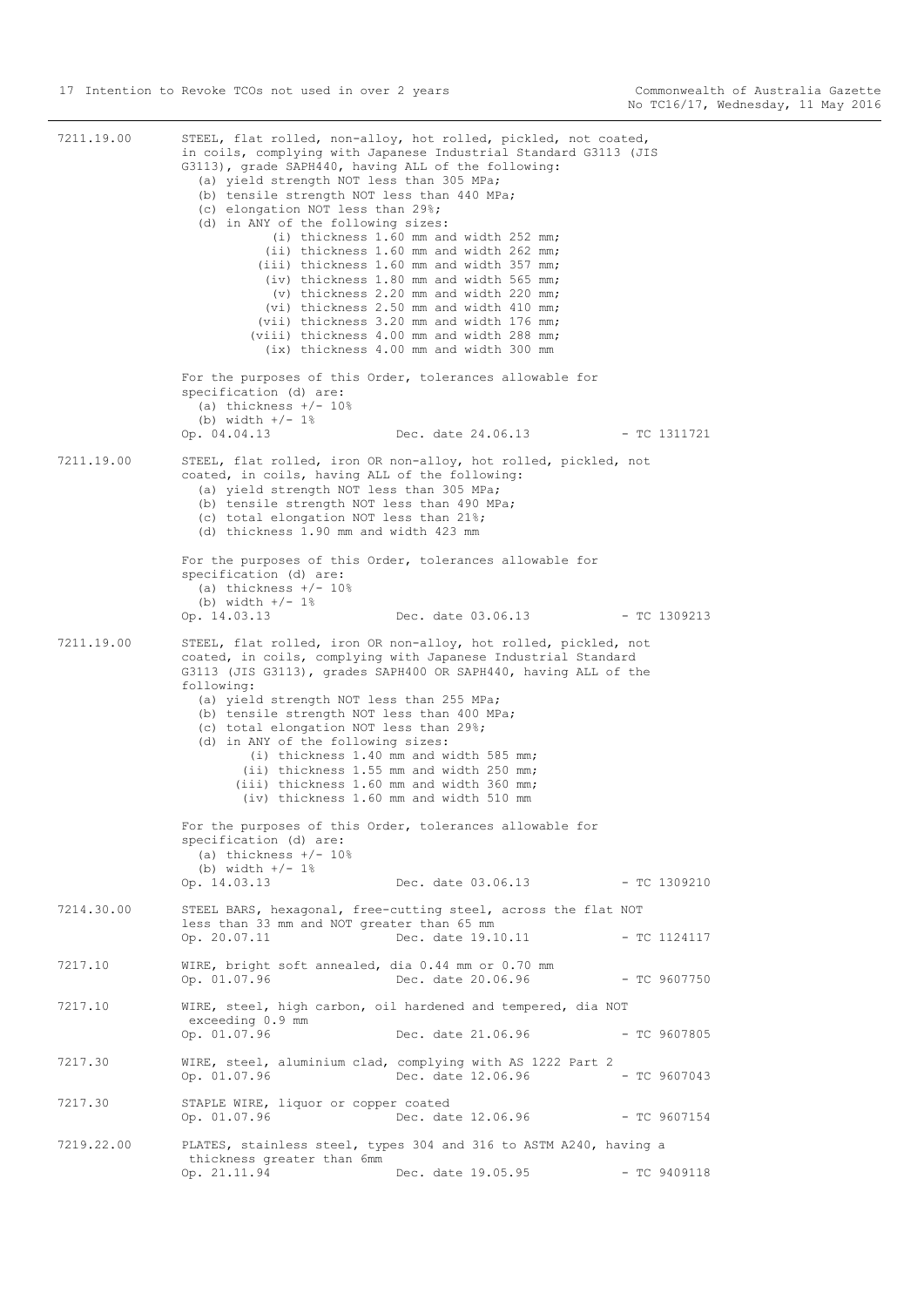7211.19.00 STEEL, flat rolled, non-alloy, hot rolled, pickled, not coated, in coils, complying with Japanese Industrial Standard G3113 (JIS G3113), grade SAPH440, having ALL of the following:

(a) yield strength NOT less than 305 MPa;
(b) tensile strength NOT less than 440 MPa;
(c) elongation NOT less than 29%;
(d) in ANY of the following sizes:
  (i) thickness 1.60 mm and width 252 mm;
  (ii) thickness 1.60 mm and width 262 mm;
  (iii) thickness 1.60 mm and width 357 mm;
  (iv) thickness 1.80 mm and width 565 mm;
  (v) thickness 2.20 mm and width 220 mm;
  (vi) thickness 2.50 mm and width 410 mm;
  (vii) thickness 3.20 mm and width 176 mm;
  (viii) thickness 4.00 mm and width 288 mm;
  (ix) thickness 4.00 mm and width 300 mm

For the purposes of this Order, tolerances allowable for specification (d) are:
(a) thickness +/- 10%
(b) width +/- 1%

Op. 04.04.13 Dec. date 24.06.13 - TC 1311721

7211.19.00 STEEL, flat rolled, iron OR non-alloy, hot rolled, pickled, not coated, in coils, having ALL of the following:

(a) yield strength NOT less than 305 MPa;
(b) tensile strength NOT less than 490 MPa;
(c) total elongation NOT less than 21%;
(d) thickness 1.90 mm and width 423 mm

For the purposes of this Order, tolerances allowable for specification (d) are:
(a) thickness +/- 10%
(b) width +/- 1%

Op. 14.03.13 Dec. date 03.06.13 - TC 1309213

7211.19.00 STEEL, flat rolled, iron OR non-alloy, hot rolled, pickled, not coated, in coils, complying with Japanese Industrial Standard G3113 (JIS G3113), grades SAPH400 OR SAPH440, having ALL of the following:

(a) yield strength NOT less than 255 MPa;
(b) tensile strength NOT less than 400 MPa;
(c) total elongation NOT less than 29%;
(d) in ANY of the following sizes:
  (i) thickness 1.40 mm and width 585 mm;
  (ii) thickness 1.55 mm and width 250 mm;
  (iii) thickness 1.60 mm and width 360 mm;
  (iv) thickness 1.60 mm and width 510 mm

For the purposes of this Order, tolerances allowable for specification (d) are:
(a) thickness +/- 10%
(b) width +/- 1%

Op. 14.03.13 Dec. date 03.06.13 - TC 1309210

7214.30.00 STEEL BARS, hexagonal, free-cutting steel, across the flat NOT less than 33 mm and NOT greater than 65 mm
Op. 20.07.11 Dec. date 19.10.11 - TC 1124117

7217.10 WIRE, bright soft annealed, dia 0.44 mm or 0.70 mm
Op. 01.07.96 Dec. date 20.06.96 - TC 9607750

7217.10 WIRE, steel, high carbon, oil hardened and tempered, dia NOT exceeding 0.9 mm
Op. 01.07.96 Dec. date 21.06.96 - TC 9607805

7217.30 WIRE, steel, aluminium clad, complying with AS 1222 Part 2
Op. 01.07.96 Dec. date 12.06.96 - TC 9607043

7217.30 STAPLE WIRE, liquor or copper coated
Op. 01.07.96 Dec. date 12.06.96 - TC 9607154

7219.22.00 PLATES, stainless steel, types 304 and 316 to ASTM A240, having a thickness greater than 6mm
Op. 21.11.94 Dec. date 19.05.95 - TC 9409118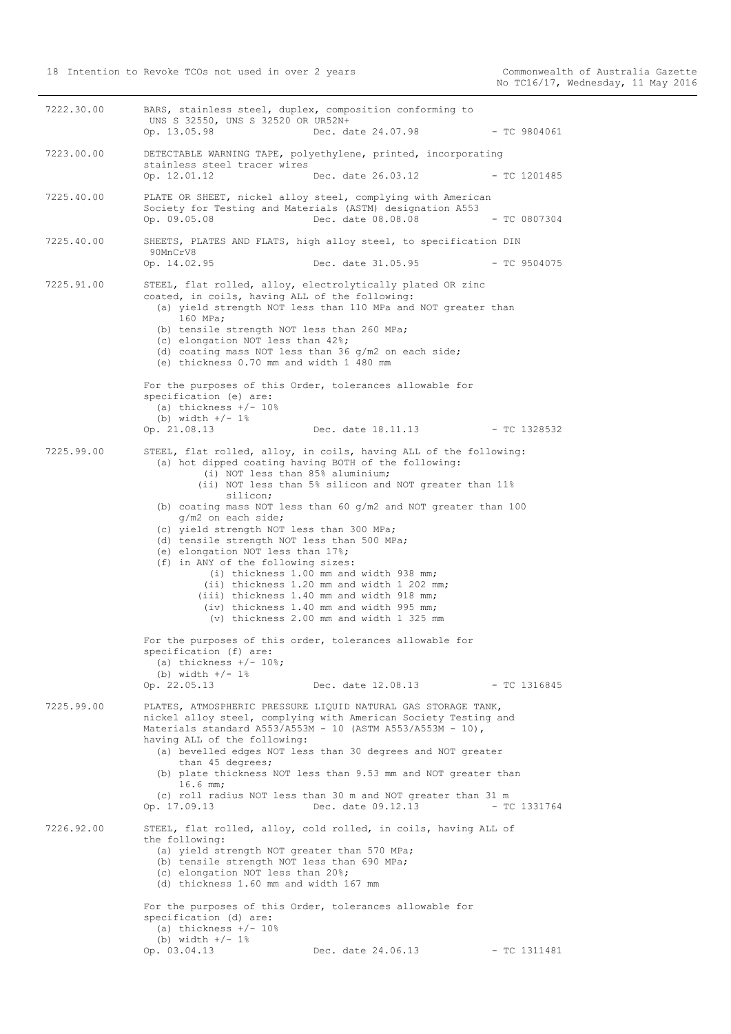7222.30.00 BARS, stainless steel, duplex, composition conforming to UNS S 32550, UNS S 32520 OR UR52N+
Op. 13.05.98 Dec. date 24.07.98 - TC 9804061

7223.00.00 DETECTABLE WARNING TAPE, polyethylene, printed, incorporating stainless steel tracer wires
Op. 12.01.12 Dec. date 26.03.12 - TC 1201485

7225.40.00 PLATE OR SHEET, nickel alloy steel, complying with American Society for Testing and Materials (ASTM) designation A553
Op. 09.05.08 Dec. date 08.08.08 - TC 0807304

7225.40.00 SHEETS, PLATES AND FLATS, high alloy steel, to specification DIN 90MnCrV8
Op. 14.02.95 Dec. date 31.05.95 - TC 9504075

7225.91.00 STEEL, flat rolled, alloy, electrolytically plated OR zinc coated, in coils, having ALL of the following:
- (a) yield strength NOT less than 110 MPa and NOT greater than 160 MPa;
- (b) tensile strength NOT less than 260 MPa;
- (c) elongation NOT less than 42%;
- (d) coating mass NOT less than 36 g/m2 on each side;
- (e) thickness 0.70 mm and width 1 480 mm

For the purposes of this Order, tolerances allowable for specification (e) are:
- (a) thickness +/- 10%
- (b) width +/- 1%

Op. 21.08.13 Dec. date 18.11.13 - TC 1328532

7225.99.00 STEEL, flat rolled, alloy, in coils, having ALL of the following:
- (a) hot dipped coating having BOTH of the following:
  - (i) NOT less than 85% aluminium;
  - (ii) NOT less than 5% silicon and NOT greater than 11% silicon;
- (b) coating mass NOT less than 60 g/m2 and NOT greater than 100 g/m2 on each side;
- (c) yield strength NOT less than 300 MPa;
- (d) tensile strength NOT less than 500 MPa;
- (e) elongation NOT less than 17%;
- (f) in ANY of the following sizes:
  - (i) thickness 1.00 mm and width 938 mm;
  - (ii) thickness 1.20 mm and width 1 202 mm;
  - (iii) thickness 1.40 mm and width 918 mm;
  - (iv) thickness 1.40 mm and width 995 mm;
  - (v) thickness 2.00 mm and width 1 325 mm

For the purposes of this order, tolerances allowable for specification (f) are:
- (a) thickness +/- 10%;
- (b) width +/- 1%

Op. 22.05.13 Dec. date 12.08.13 - TC 1316845

7225.99.00 PLATES, ATMOSPHERIC PRESSURE LIQUID NATURAL GAS STORAGE TANK, nickel alloy steel, complying with American Society Testing and Materials standard A553/A553M - 10 (ASTM A553/A553M - 10), having ALL of the following:
- (a) bevelled edges NOT less than 30 degrees and NOT greater than 45 degrees;
- (b) plate thickness NOT less than 9.53 mm and NOT greater than 16.6 mm;
- (c) roll radius NOT less than 30 m and NOT greater than 31 m

Op. 17.09.13 Dec. date 09.12.13 - TC 1331764

7226.92.00 STEEL, flat rolled, alloy, cold rolled, in coils, having ALL of the following:
- (a) yield strength NOT greater than 570 MPa;
- (b) tensile strength NOT less than 690 MPa;
- (c) elongation NOT less than 20%;
- (d) thickness 1.60 mm and width 167 mm

For the purposes of this Order, tolerances allowable for specification (d) are:
- (a) thickness +/- 10%
- (b) width +/- 1%

Op. 03.04.13 Dec. date 24.06.13 - TC 1311481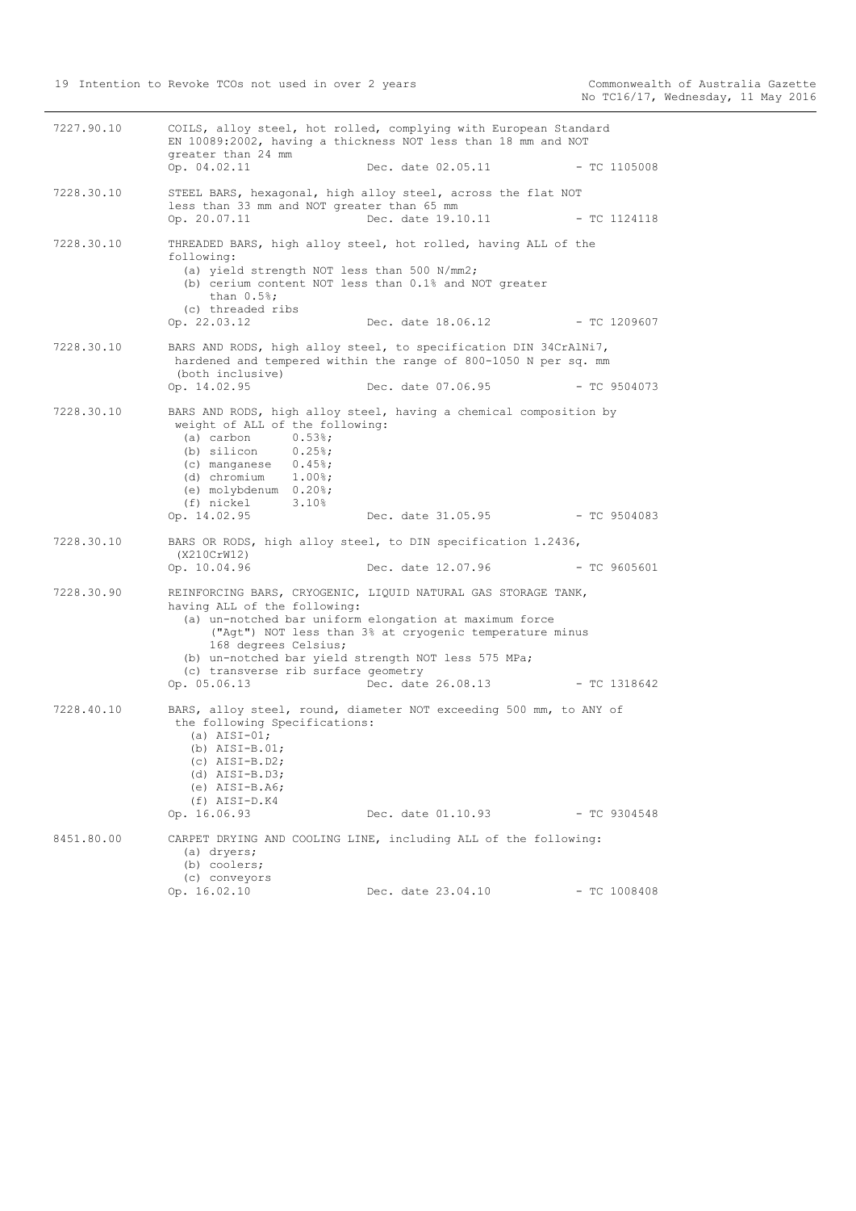7227.90.10 COILS, alloy steel, hot rolled, complying with European Standard EN 10089:2002, having a thickness NOT less than 18 mm and NOT greater than 24 mm
Op. 04.02.11 Dec. date 02.05.11 - TC 1105008

7228.30.10 STEEL BARS, hexagonal, high alloy steel, across the flat NOT less than 33 mm and NOT greater than 65 mm
Op. 20.07.11 Dec. date 19.10.11 - TC 1124118

7228.30.10 THREADED BARS, high alloy steel, hot rolled, having ALL of the following:
- (a) yield strength NOT less than 500 N/mm2;
- (b) cerium content NOT less than 0.1% and NOT greater than 0.5%;
- (c) threaded ribs

Op. 22.03.12 Dec. date 18.06.12 - TC 1209607

7228.30.10 BARS AND RODS, high alloy steel, to specification DIN 34CrAlNi7, hardened and tempered within the range of 800-1050 N per sq. mm (both inclusive)
Op. 14.02.95 Dec. date 07.06.95 - TC 9504073

7228.30.10 BARS AND RODS, high alloy steel, having a chemical composition by weight of ALL of the following:
- (a) carbon 0.53%;
- (b) silicon 0.25%;
- (c) manganese 0.45%;
- (d) chromium 1.00%;
- (e) molybdenum 0.20%;
- (f) nickel 3.10%

Op. 14.02.95 Dec. date 31.05.95 - TC 9504083

7228.30.10 BARS OR RODS, high alloy steel, to DIN specification 1.2436, (X210CrW12)
Op. 10.04.96 Dec. date 12.07.96 - TC 9605601

7228.30.90 REINFORCING BARS, CRYOGENIC, LIQUID NATURAL GAS STORAGE TANK, having ALL of the following:
- (a) un-notched bar uniform elongation at maximum force ("Agt") NOT less than 3% at cryogenic temperature minus 168 degrees Celsius;
- (b) un-notched bar yield strength NOT less 575 MPa;
- (c) transverse rib surface geometry

Op. 05.06.13 Dec. date 26.08.13 - TC 1318642

7228.40.10 BARS, alloy steel, round, diameter NOT exceeding 500 mm, to ANY of the following Specifications:
- (a) AISI-01;
- (b) AISI-B.01;
- (c) AISI-B.D2;
- (d) AISI-B.D3;
- (e) AISI-B.A6;
- (f) AISI-D.K4

Op. 16.06.93 Dec. date 01.10.93 - TC 9304548

8451.80.00 CARPET DRYING AND COOLING LINE, including ALL of the following:
- (a) dryers;
- (b) coolers;
- (c) conveyors

Op. 16.02.10 Dec. date 23.04.10 - TC 1008408